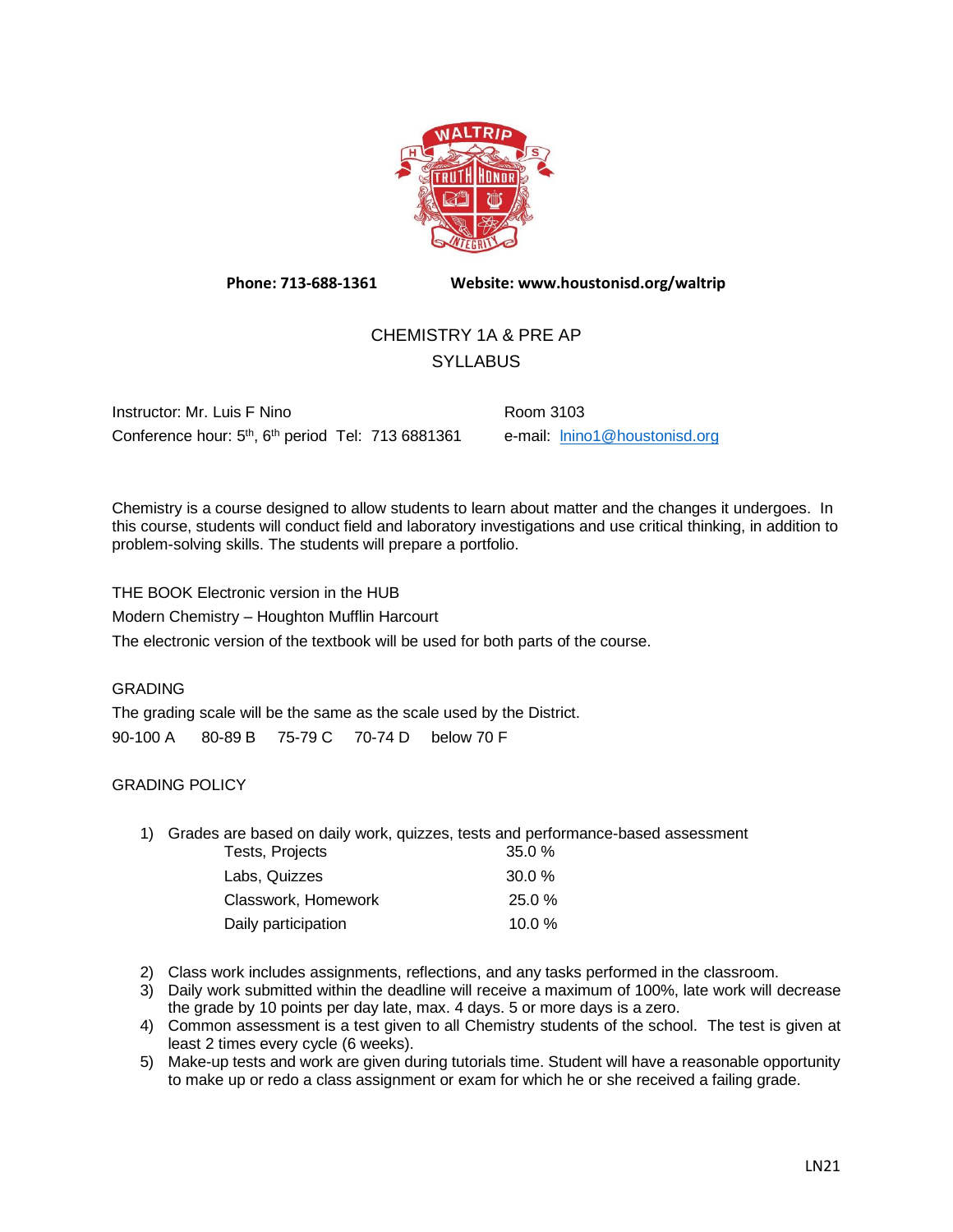**Phone: 713-688-1361** **Website: www.houstonisd.org/waltrip**

# CHEMISTRY 1A & PRE AP SYLLABUS

Instructor: Mr. Luis F Nino

Room 3103

Conference hour: 5th, 6th period Tel: 713 6881361

e-mail: [lnino1@houstonisd.org](mailto:lnino1@houstonisd.org)

Chemistry is a course designed to allow students to learn about matter and the changes it undergoes. In this course, students will conduct field and laboratory investigations and use critical thinking, in addition to problem-solving skills. The students will prepare a portfolio.

THE BOOK Electronic version in the HUB

Modern Chemistry – Houghton Mufflin Harcourt

The electronic version of the textbook will be used for both parts of the course.

## GRADING

The grading scale will be the same as the scale used by the District.

90-100 A 80-89 B 75-79 C 70-74 D below 70 F

## GRADING POLICY

1) Grades are based on daily work, quizzes, tests and performance-based assessment

| | |
|---|---|
| Tests, Projects | 35.0 % |
| Labs, Quizzes | 30.0 % |
| Classwork, Homework | 25.0 % |
| Daily participation | 10.0 % |

2) Class work includes assignments, reflections, and any tasks performed in the classroom.
3) Daily work submitted within the deadline will receive a maximum of 100%, late work will decrease the grade by 10 points per day late, max. 4 days. 5 or more days is a zero.
4) Common assessment is a test given to all Chemistry students of the school. The test is given at least 2 times every cycle (6 weeks).
5) Make-up tests and work are given during tutorials time. Student will have a reasonable opportunity to make up or redo a class assignment or exam for which he or she received a failing grade.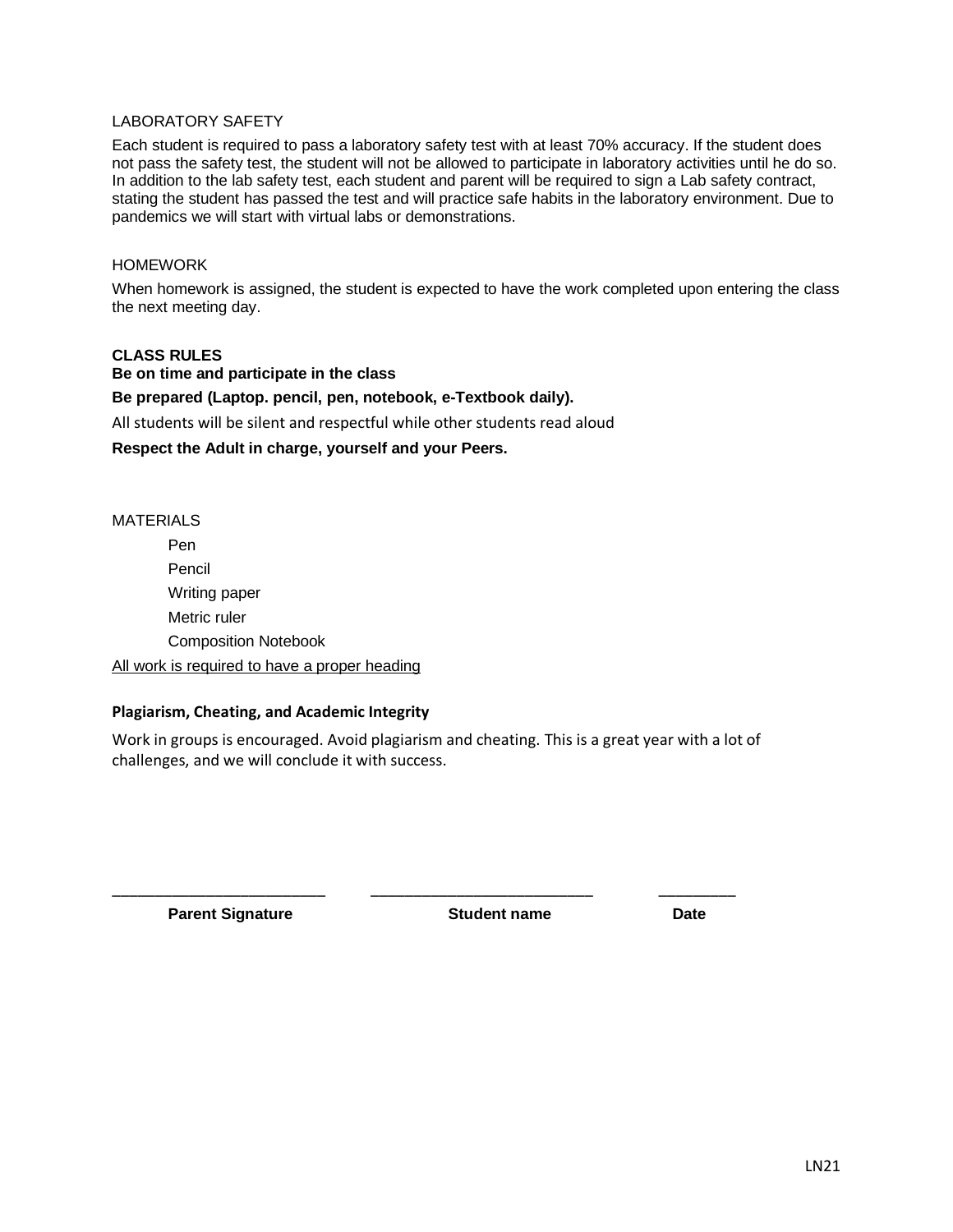## LABORATORY SAFETY

Each student is required to pass a laboratory safety test with at least 70% accuracy. If the student does not pass the safety test, the student will not be allowed to participate in laboratory activities until he do so. In addition to the lab safety test, each student and parent will be required to sign a Lab safety contract, stating the student has passed the test and will practice safe habits in the laboratory environment. Due to pandemics we will start with virtual labs or demonstrations.

## HOMEWORK

When homework is assigned, the student is expected to have the work completed upon entering the class the next meeting day.

## CLASS RULES

**Be on time and participate in the class**

**Be prepared (Laptop. pencil, pen, notebook, e-Textbook daily).**

All students will be silent and respectful while other students read aloud

**Respect the Adult in charge, yourself and your Peers.**

## MATERIALS

- Pen
- Pencil
- Writing paper
- Metric ruler
- Composition Notebook

<u>All work is required to have a proper heading</u>

### Plagiarism, Cheating, and Academic Integrity

Work in groups is encouraged. Avoid plagiarism and cheating. This is a great year with a lot of challenges, and we will conclude it with success.

| ________________________ | ________________________ | _________ |
|---|---|---|
| **Parent Signature** | **Student name** | **Date** |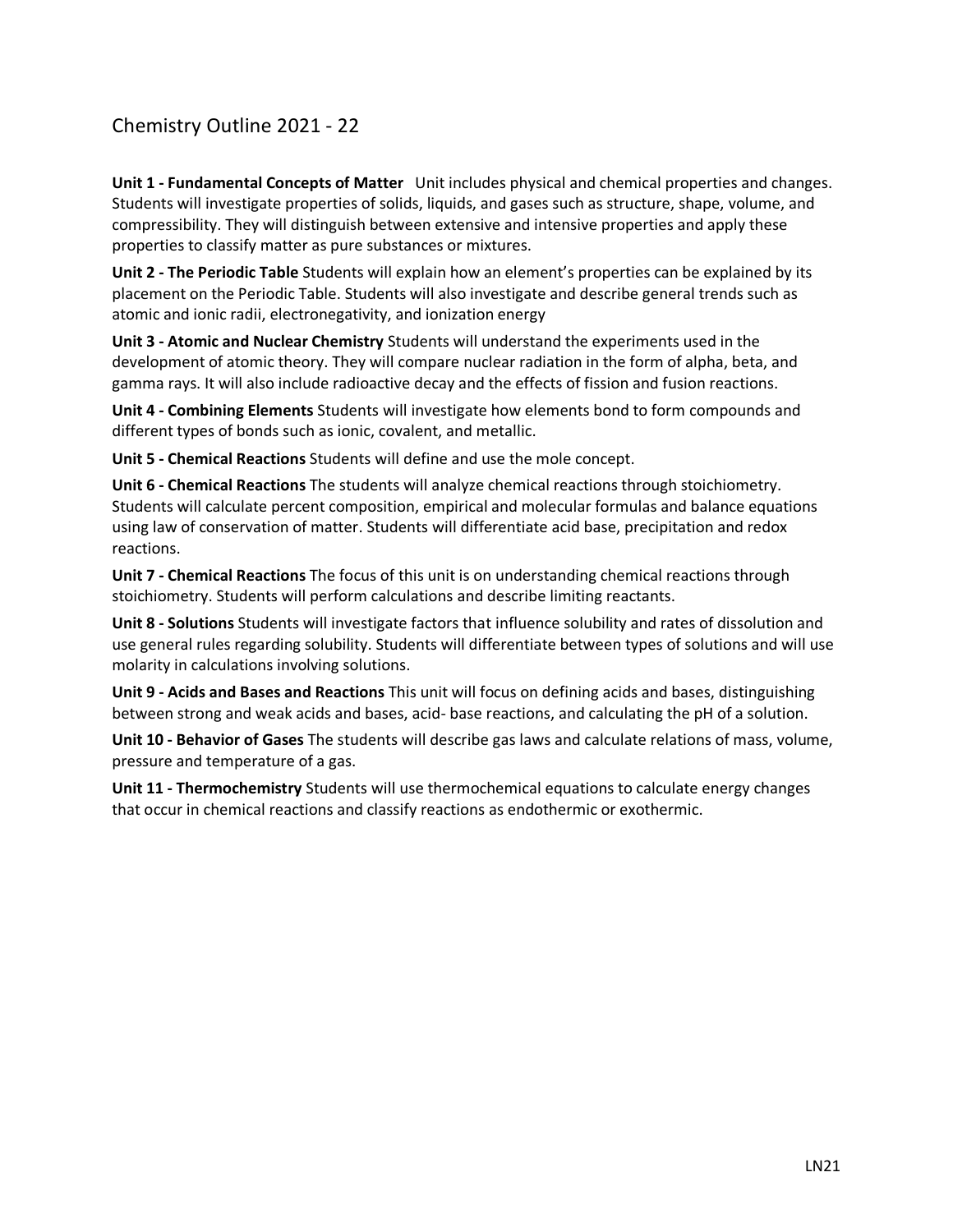## Chemistry Outline 2021 - 22

**Unit 1 - Fundamental Concepts of Matter** Unit includes physical and chemical properties and changes. Students will investigate properties of solids, liquids, and gases such as structure, shape, volume, and compressibility. They will distinguish between extensive and intensive properties and apply these properties to classify matter as pure substances or mixtures.

**Unit 2 - The Periodic Table** Students will explain how an element's properties can be explained by its placement on the Periodic Table. Students will also investigate and describe general trends such as atomic and ionic radii, electronegativity, and ionization energy

**Unit 3 - Atomic and Nuclear Chemistry** Students will understand the experiments used in the development of atomic theory. They will compare nuclear radiation in the form of alpha, beta, and gamma rays. It will also include radioactive decay and the effects of fission and fusion reactions.

**Unit 4 - Combining Elements** Students will investigate how elements bond to form compounds and different types of bonds such as ionic, covalent, and metallic.

**Unit 5 - Chemical Reactions** Students will define and use the mole concept.

**Unit 6 - Chemical Reactions** The students will analyze chemical reactions through stoichiometry. Students will calculate percent composition, empirical and molecular formulas and balance equations using law of conservation of matter. Students will differentiate acid base, precipitation and redox reactions.

**Unit 7 - Chemical Reactions** The focus of this unit is on understanding chemical reactions through stoichiometry. Students will perform calculations and describe limiting reactants.

**Unit 8 - Solutions** Students will investigate factors that influence solubility and rates of dissolution and use general rules regarding solubility. Students will differentiate between types of solutions and will use molarity in calculations involving solutions.

**Unit 9 - Acids and Bases and Reactions** This unit will focus on defining acids and bases, distinguishing between strong and weak acids and bases, acid- base reactions, and calculating the pH of a solution.

**Unit 10 - Behavior of Gases** The students will describe gas laws and calculate relations of mass, volume, pressure and temperature of a gas.

**Unit 11 - Thermochemistry** Students will use thermochemical equations to calculate energy changes that occur in chemical reactions and classify reactions as endothermic or exothermic.

LN21